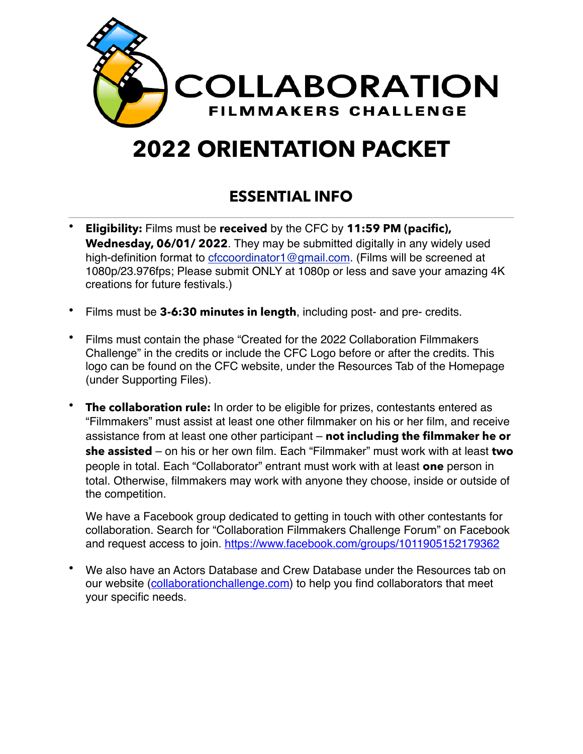# COLLABORATION

FILMMAKERS CHALLENGE

# 2022 ORIENTATION PACKET

## ESSENTIAL INFO

- **Eligibility:** Films must be **received** by the CFC by **11:59 PM (pacific), Wednesday, 06/01/ 2022**. They may be submitted digitally in any widely used high-definition format to cfccoordinator1@gmail.com. (Films will be screened at 1080p/23.976fps; Please submit ONLY at 1080p or less and save your amazing 4K creations for future festivals.)

- Films must be **3-6:30 minutes in length**, including post- and pre- credits.

- Films must contain the phase "Created for the 2022 Collaboration Filmmakers Challenge" in the credits or include the CFC Logo before or after the credits. This logo can be found on the CFC website, under the Resources Tab of the Homepage (under Supporting Files).

- **The collaboration rule:** In order to be eligible for prizes, contestants entered as "Filmmakers" must assist at least one other filmmaker on his or her film, and receive assistance from at least one other participant – **not including the filmmaker he or she assisted** – on his or her own film. Each "Filmmaker" must work with at least **two** people in total. Each "Collaborator" entrant must work with at least **one** person in total. Otherwise, filmmakers may work with anyone they choose, inside or outside of the competition.

  We have a Facebook group dedicated to getting in touch with other contestants for collaboration. Search for "Collaboration Filmmakers Challenge Forum" on Facebook and request access to join. https://www.facebook.com/groups/1011905152179362

- We also have an Actors Database and Crew Database under the Resources tab on our website (collaborationchallenge.com) to help you find collaborators that meet your specific needs.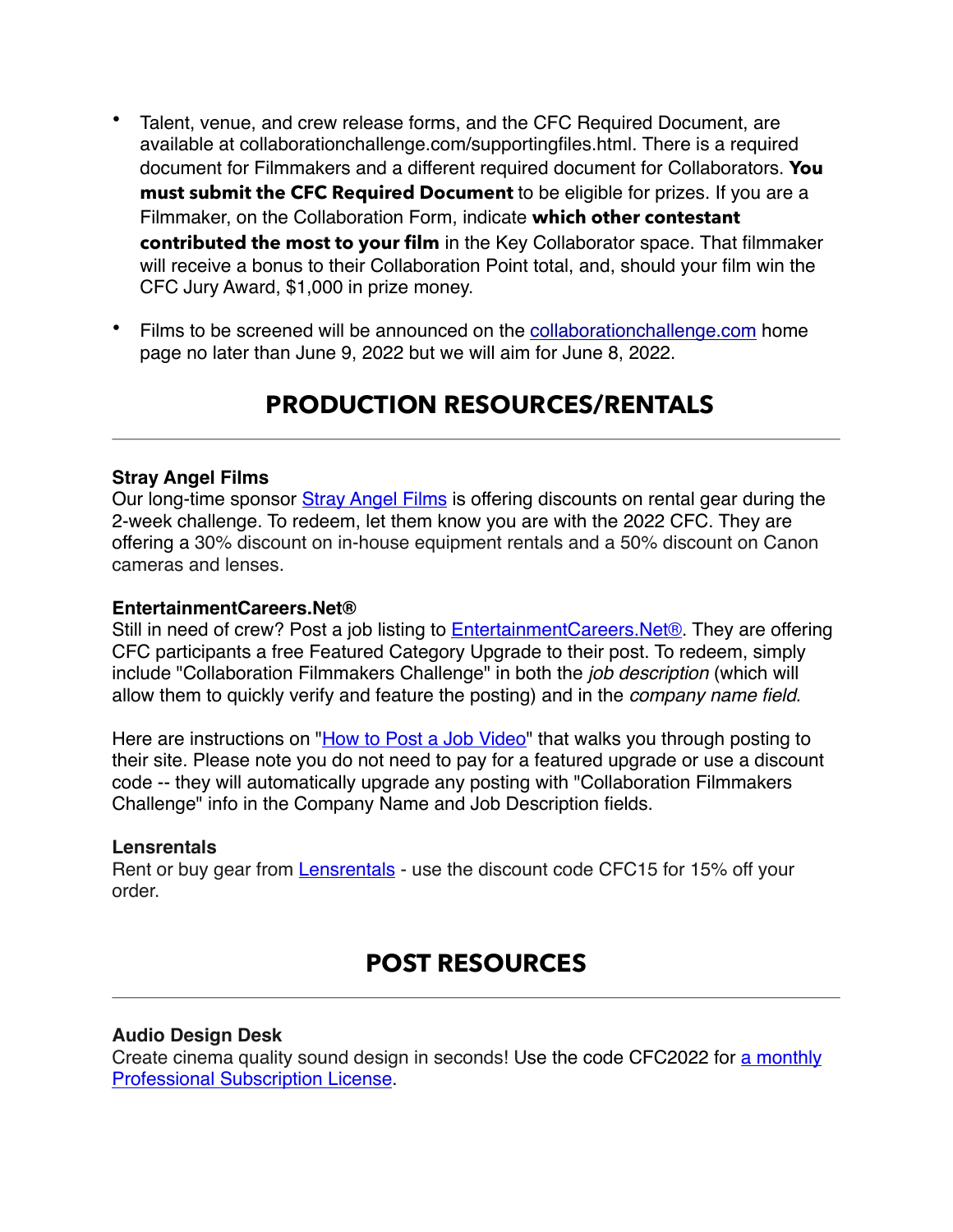- Talent, venue, and crew release forms, and the CFC Required Document, are available at collaborationchallenge.com/supportingfiles.html. There is a required document for Filmmakers and a different required document for Collaborators. **You must submit the CFC Required Document** to be eligible for prizes. If you are a Filmmaker, on the Collaboration Form, indicate **which other contestant contributed the most to your film** in the Key Collaborator space. That filmmaker will receive a bonus to their Collaboration Point total, and, should your film win the CFC Jury Award, $1,000 in prize money.

- Films to be screened will be announced on the collaborationchallenge.com home page no later than June 9, 2022 but we will aim for June 8, 2022.

## PRODUCTION RESOURCES/RENTALS

**Stray Angel Films**
Our long-time sponsor Stray Angel Films is offering discounts on rental gear during the 2-week challenge. To redeem, let them know you are with the 2022 CFC. They are offering a 30% discount on in-house equipment rentals and a 50% discount on Canon cameras and lenses.

**EntertainmentCareers.Net®**
Still in need of crew? Post a job listing to EntertainmentCareers.Net®. They are offering CFC participants a free Featured Category Upgrade to their post. To redeem, simply include "Collaboration Filmmakers Challenge" in both the *job description* (which will allow them to quickly verify and feature the posting) and in the *company name field*.

Here are instructions on "How to Post a Job Video" that walks you through posting to their site. Please note you do not need to pay for a featured upgrade or use a discount code -- they will automatically upgrade any posting with "Collaboration Filmmakers Challenge" info in the Company Name and Job Description fields.

**Lensrentals**
Rent or buy gear from Lensrentals - use the discount code CFC15 for 15% off your order.

## POST RESOURCES

**Audio Design Desk**
Create cinema quality sound design in seconds! Use the code CFC2022 for a monthly Professional Subscription License.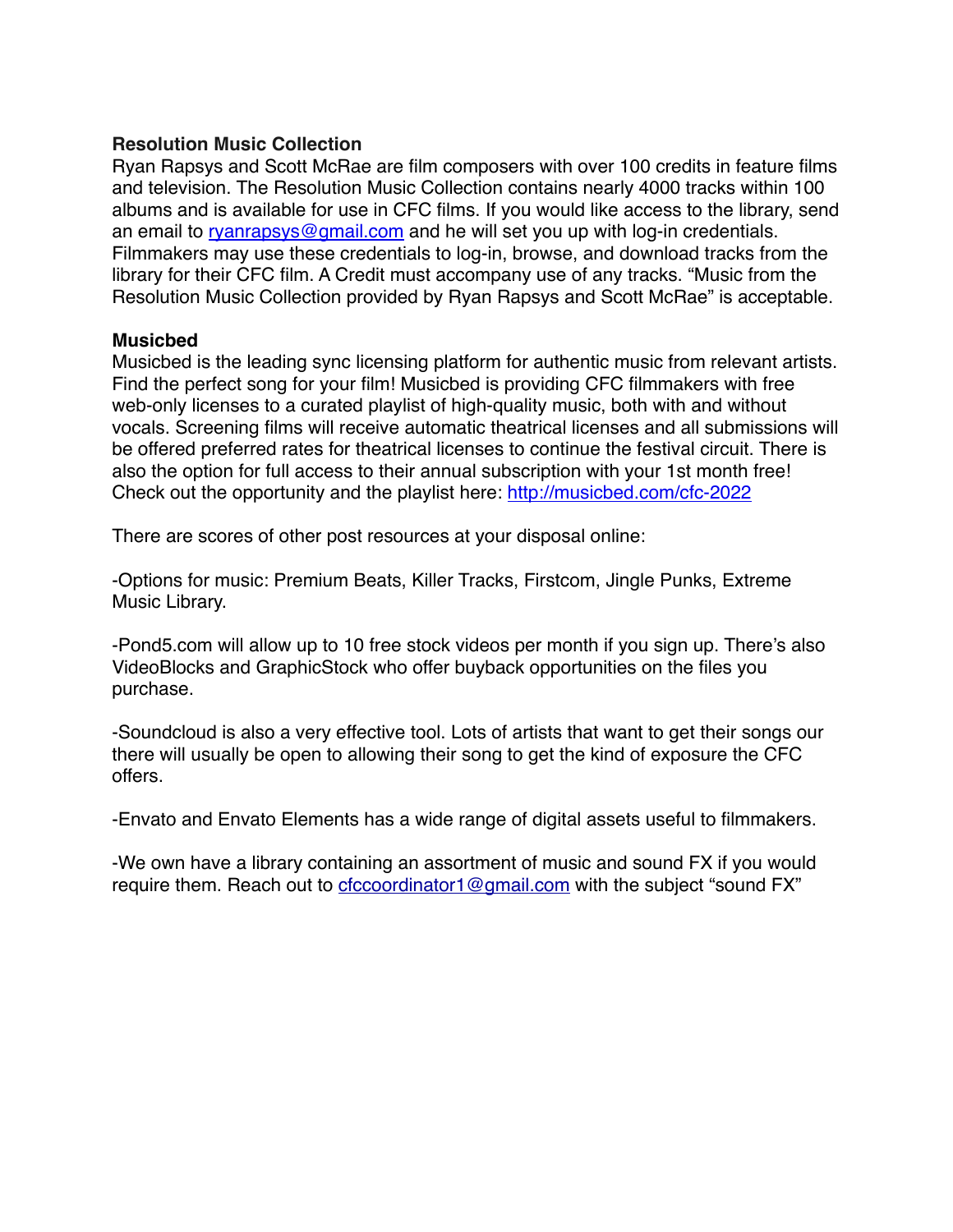**Resolution Music Collection**

Ryan Rapsys and Scott McRae are film composers with over 100 credits in feature films and television. The Resolution Music Collection contains nearly 4000 tracks within 100 albums and is available for use in CFC films. If you would like access to the library, send an email to [ryanrapsys@gmail.com](mailto:ryanrapsys@gmail.com) and he will set you up with log-in credentials. Filmmakers may use these credentials to log-in, browse, and download tracks from the library for their CFC film. A Credit must accompany use of any tracks. "Music from the Resolution Music Collection provided by Ryan Rapsys and Scott McRae" is acceptable.

**Musicbed**

Musicbed is the leading sync licensing platform for authentic music from relevant artists. Find the perfect song for your film! Musicbed is providing CFC filmmakers with free web-only licenses to a curated playlist of high-quality music, both with and without vocals. Screening films will receive automatic theatrical licenses and all submissions will be offered preferred rates for theatrical licenses to continue the festival circuit. There is also the option for full access to their annual subscription with your 1st month free! Check out the opportunity and the playlist here: [http://musicbed.com/cfc-2022](http://musicbed.com/cfc-2022)

There are scores of other post resources at your disposal online:

-Options for music: Premium Beats, Killer Tracks, Firstcom, Jingle Punks, Extreme Music Library.

-Pond5.com will allow up to 10 free stock videos per month if you sign up. There's also VideoBlocks and GraphicStock who offer buyback opportunities on the files you purchase.

-Soundcloud is also a very effective tool. Lots of artists that want to get their songs our there will usually be open to allowing their song to get the kind of exposure the CFC offers.

-Envato and Envato Elements has a wide range of digital assets useful to filmmakers.

-We own have a library containing an assortment of music and sound FX if you would require them. Reach out to [cfccoordinator1@gmail.com](mailto:cfccoordinator1@gmail.com) with the subject "sound FX"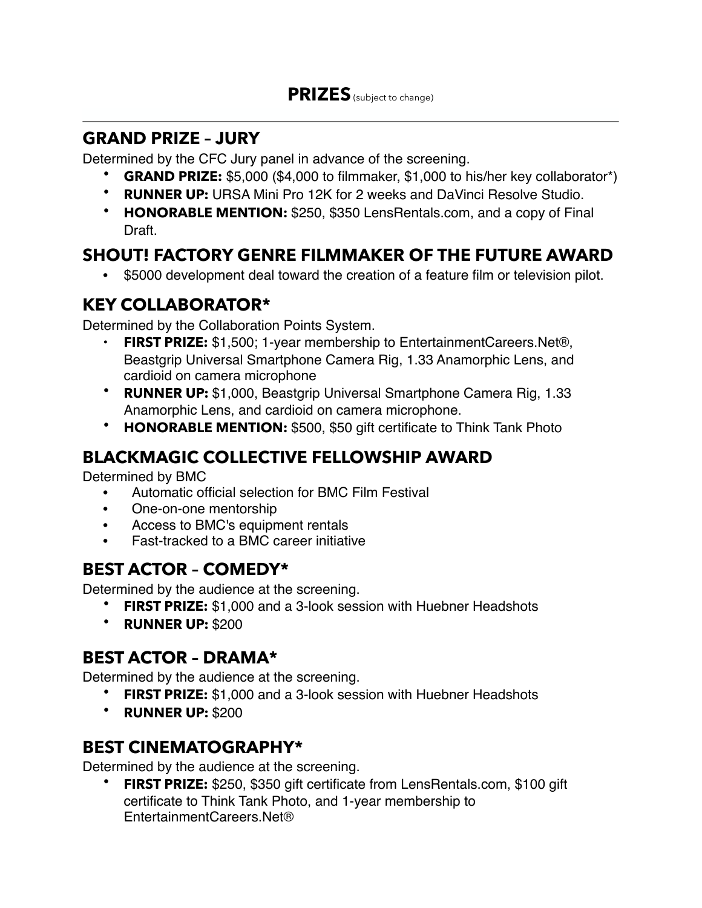# PRIZES (subject to change)

## GRAND PRIZE – JURY

Determined by the CFC Jury panel in advance of the screening.

- **GRAND PRIZE:** $5,000 ($4,000 to filmmaker, $1,000 to his/her key collaborator*)
- **RUNNER UP:** URSA Mini Pro 12K for 2 weeks and DaVinci Resolve Studio.
- **HONORABLE MENTION:** $250, $350 LensRentals.com, and a copy of Final Draft.

## SHOUT! FACTORY GENRE FILMMAKER OF THE FUTURE AWARD

- $5000 development deal toward the creation of a feature film or television pilot.

## KEY COLLABORATOR*

Determined by the Collaboration Points System.

- **FIRST PRIZE:** $1,500; 1-year membership to EntertainmentCareers.Net®, Beastgrip Universal Smartphone Camera Rig, 1.33 Anamorphic Lens, and cardioid on camera microphone
- **RUNNER UP:** $1,000, Beastgrip Universal Smartphone Camera Rig, 1.33 Anamorphic Lens, and cardioid on camera microphone.
- **HONORABLE MENTION:** $500, $50 gift certificate to Think Tank Photo

## BLACKMAGIC COLLECTIVE FELLOWSHIP AWARD

Determined by BMC

- Automatic official selection for BMC Film Festival
- One-on-one mentorship
- Access to BMC's equipment rentals
- Fast-tracked to a BMC career initiative

## BEST ACTOR – COMEDY*

Determined by the audience at the screening.

- **FIRST PRIZE:** $1,000 and a 3-look session with Huebner Headshots
- **RUNNER UP:** $200

## BEST ACTOR – DRAMA*

Determined by the audience at the screening.

- **FIRST PRIZE:** $1,000 and a 3-look session with Huebner Headshots
- **RUNNER UP:** $200

## BEST CINEMATOGRAPHY*

Determined by the audience at the screening.

- **FIRST PRIZE:** $250, $350 gift certificate from LensRentals.com, $100 gift certificate to Think Tank Photo, and 1-year membership to EntertainmentCareers.Net®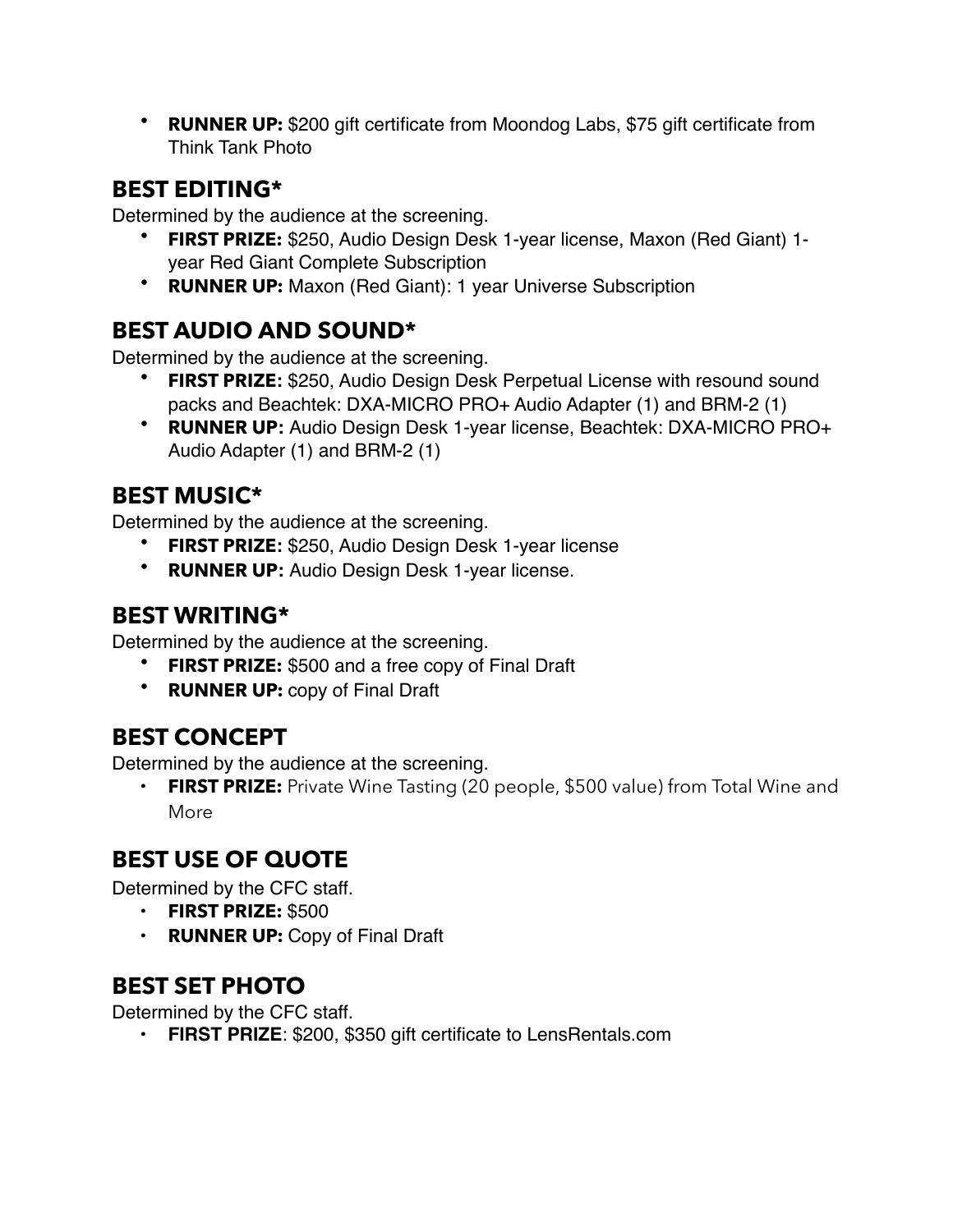- **RUNNER UP:** $200 gift certificate from Moondog Labs, $75 gift certificate from Think Tank Photo

## BEST EDITING*

Determined by the audience at the screening.

- **FIRST PRIZE:** $250, Audio Design Desk 1-year license, Maxon (Red Giant) 1-year Red Giant Complete Subscription
- **RUNNER UP:** Maxon (Red Giant): 1 year Universe Subscription

## BEST AUDIO AND SOUND*

Determined by the audience at the screening.

- **FIRST PRIZE:** $250, Audio Design Desk Perpetual License with resound sound packs and Beachtek: DXA-MICRO PRO+ Audio Adapter (1) and BRM-2 (1)
- **RUNNER UP:** Audio Design Desk 1-year license, Beachtek: DXA-MICRO PRO+ Audio Adapter (1) and BRM-2 (1)

## BEST MUSIC*

Determined by the audience at the screening.

- **FIRST PRIZE:** $250, Audio Design Desk 1-year license
- **RUNNER UP:** Audio Design Desk 1-year license.

## BEST WRITING*

Determined by the audience at the screening.

- **FIRST PRIZE:** $500 and a free copy of Final Draft
- **RUNNER UP:** copy of Final Draft

## BEST CONCEPT

Determined by the audience at the screening.

- **FIRST PRIZE:** Private Wine Tasting (20 people, $500 value) from Total Wine and More

## BEST USE OF QUOTE

Determined by the CFC staff.

- **FIRST PRIZE:** $500
- **RUNNER UP:** Copy of Final Draft

## BEST SET PHOTO

Determined by the CFC staff.

- **FIRST PRIZE**: $200, $350 gift certificate to LensRentals.com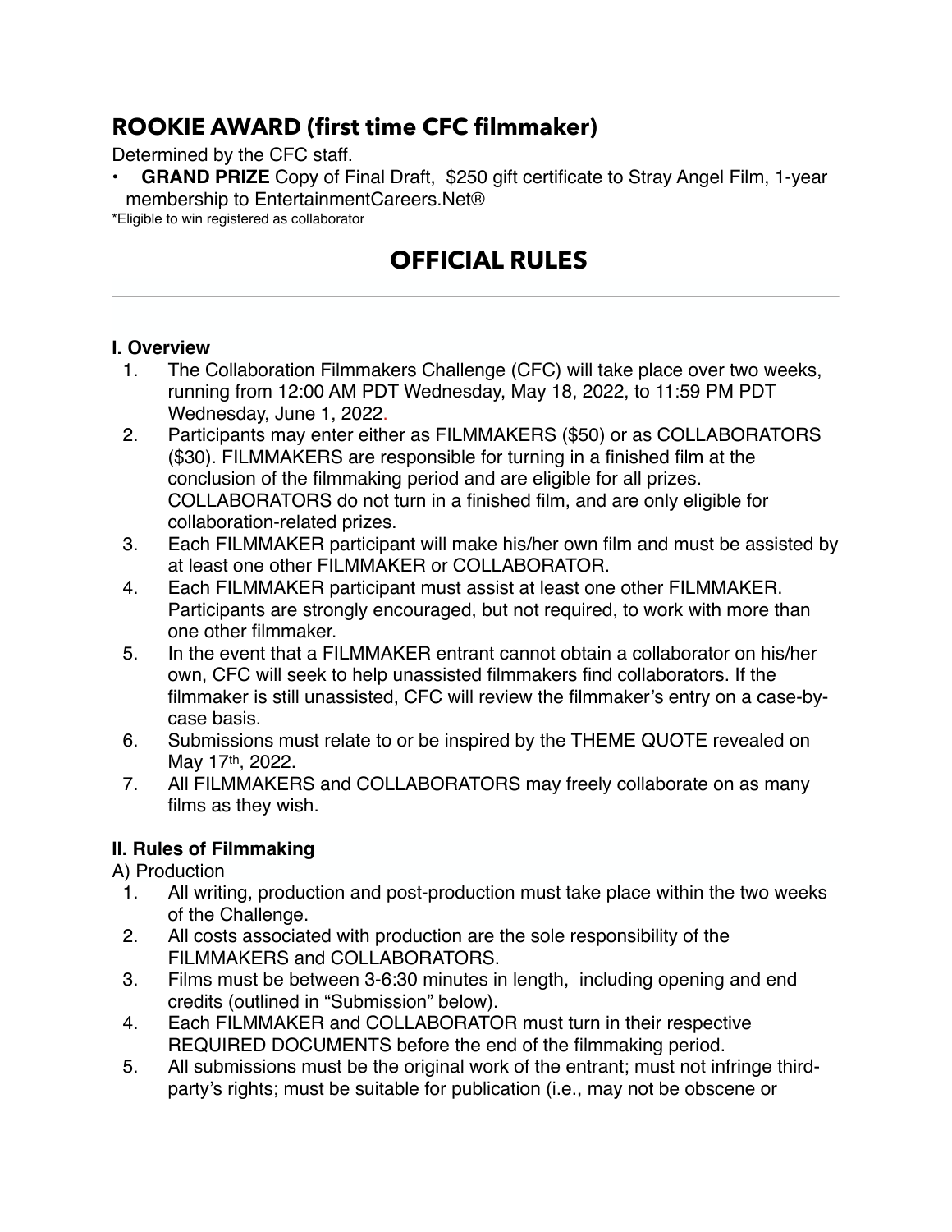## ROOKIE AWARD (first time CFC filmmaker)

Determined by the CFC staff.

- **GRAND PRIZE** Copy of Final Draft, $250 gift certificate to Stray Angel Film, 1-year membership to EntertainmentCareers.Net®

*Eligible to win registered as collaborator

# OFFICIAL RULES

---

**I. Overview**

1. The Collaboration Filmmakers Challenge (CFC) will take place over two weeks, running from 12:00 AM PDT Wednesday, May 18, 2022, to 11:59 PM PDT Wednesday, June 1, 2022.
2. Participants may enter either as FILMMAKERS ($50) or as COLLABORATORS ($30). FILMMAKERS are responsible for turning in a finished film at the conclusion of the filmmaking period and are eligible for all prizes. COLLABORATORS do not turn in a finished film, and are only eligible for collaboration-related prizes.
3. Each FILMMAKER participant will make his/her own film and must be assisted by at least one other FILMMAKER or COLLABORATOR.
4. Each FILMMAKER participant must assist at least one other FILMMAKER. Participants are strongly encouraged, but not required, to work with more than one other filmmaker.
5. In the event that a FILMMAKER entrant cannot obtain a collaborator on his/her own, CFC will seek to help unassisted filmmakers find collaborators. If the filmmaker is still unassisted, CFC will review the filmmaker's entry on a case-by-case basis.
6. Submissions must relate to or be inspired by the THEME QUOTE revealed on May 17th, 2022.
7. All FILMMAKERS and COLLABORATORS may freely collaborate on as many films as they wish.

**II. Rules of Filmmaking**

A) Production

1. All writing, production and post-production must take place within the two weeks of the Challenge.
2. All costs associated with production are the sole responsibility of the FILMMAKERS and COLLABORATORS.
3. Films must be between 3-6:30 minutes in length, including opening and end credits (outlined in "Submission" below).
4. Each FILMMAKER and COLLABORATOR must turn in their respective REQUIRED DOCUMENTS before the end of the filmmaking period.
5. All submissions must be the original work of the entrant; must not infringe third-party's rights; must be suitable for publication (i.e., may not be obscene or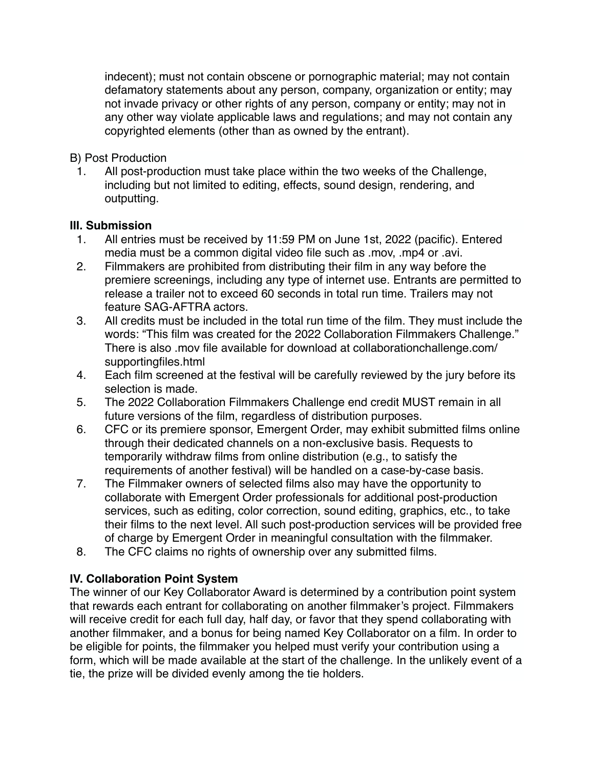indecent); must not contain obscene or pornographic material; may not contain defamatory statements about any person, company, organization or entity; may not invade privacy or other rights of any person, company or entity; may not in any other way violate applicable laws and regulations; and may not contain any copyrighted elements (other than as owned by the entrant).

B) Post Production

1. All post-production must take place within the two weeks of the Challenge, including but not limited to editing, effects, sound design, rendering, and outputting.

**III. Submission**

1. All entries must be received by 11:59 PM on June 1st, 2022 (pacific). Entered media must be a common digital video file such as .mov, .mp4 or .avi.
2. Filmmakers are prohibited from distributing their film in any way before the premiere screenings, including any type of internet use. Entrants are permitted to release a trailer not to exceed 60 seconds in total run time. Trailers may not feature SAG-AFTRA actors.
3. All credits must be included in the total run time of the film. They must include the words: "This film was created for the 2022 Collaboration Filmmakers Challenge." There is also .mov file available for download at collaborationchallenge.com/supportingfiles.html
4. Each film screened at the festival will be carefully reviewed by the jury before its selection is made.
5. The 2022 Collaboration Filmmakers Challenge end credit MUST remain in all future versions of the film, regardless of distribution purposes.
6. CFC or its premiere sponsor, Emergent Order, may exhibit submitted films online through their dedicated channels on a non-exclusive basis. Requests to temporarily withdraw films from online distribution (e.g., to satisfy the requirements of another festival) will be handled on a case-by-case basis.
7. The Filmmaker owners of selected films also may have the opportunity to collaborate with Emergent Order professionals for additional post-production services, such as editing, color correction, sound editing, graphics, etc., to take their films to the next level. All such post-production services will be provided free of charge by Emergent Order in meaningful consultation with the filmmaker.
8. The CFC claims no rights of ownership over any submitted films.

**IV. Collaboration Point System**

The winner of our Key Collaborator Award is determined by a contribution point system that rewards each entrant for collaborating on another filmmaker's project. Filmmakers will receive credit for each full day, half day, or favor that they spend collaborating with another filmmaker, and a bonus for being named Key Collaborator on a film. In order to be eligible for points, the filmmaker you helped must verify your contribution using a form, which will be made available at the start of the challenge. In the unlikely event of a tie, the prize will be divided evenly among the tie holders.